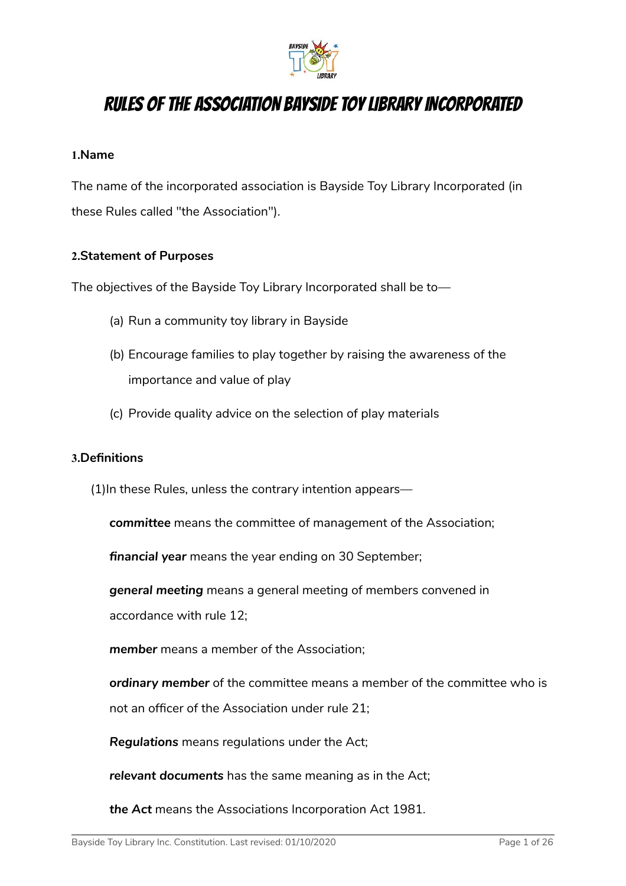# Rules of the Association Bayside Toy Library Incorporated

**1.Name**

The name of the incorporated association is Bayside Toy Library Incorporated (in these Rules called "the Association").

**2.Statement of Purposes**

The objectives of the Bayside Toy Library Incorporated shall be to—

(a) Run a community toy library in Bayside

(b) Encourage families to play together by raising the awareness of the importance and value of play

(c) Provide quality advice on the selection of play materials

**3.Definitions**

(1)In these Rules, unless the contrary intention appears—

***committee*** means the committee of management of the Association;

***financial year*** means the year ending on 30 September;

***general meeting*** means a general meeting of members convened in accordance with rule 12;

***member*** means a member of the Association;

***ordinary member*** of the committee means a member of the committee who is not an officer of the Association under rule 21;

***Regulations*** means regulations under the Act;

***relevant documents*** has the same meaning as in the Act;

***the Act*** means the Associations Incorporation Act 1981.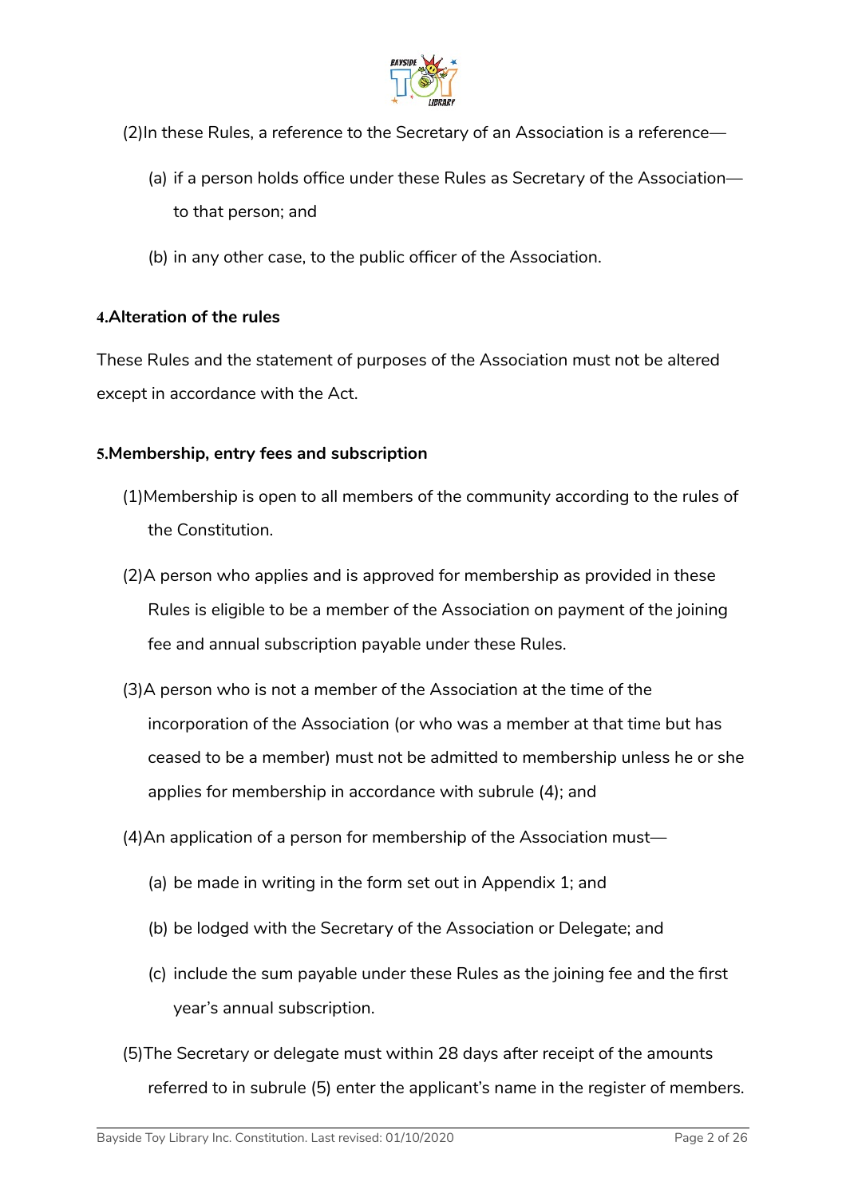(2)In these Rules, a reference to the Secretary of an Association is a reference—

(a) if a person holds office under these Rules as Secretary of the Association—to that person; and

(b) in any other case, to the public officer of the Association.

**4.Alteration of the rules**

These Rules and the statement of purposes of the Association must not be altered except in accordance with the Act.

**5.Membership, entry fees and subscription**

(1)Membership is open to all members of the community according to the rules of the Constitution.

(2)A person who applies and is approved for membership as provided in these Rules is eligible to be a member of the Association on payment of the joining fee and annual subscription payable under these Rules.

(3)A person who is not a member of the Association at the time of the incorporation of the Association (or who was a member at that time but has ceased to be a member) must not be admitted to membership unless he or she applies for membership in accordance with subrule (4); and

(4)An application of a person for membership of the Association must—

(a) be made in writing in the form set out in Appendix 1; and

(b) be lodged with the Secretary of the Association or Delegate; and

(c) include the sum payable under these Rules as the joining fee and the first year's annual subscription.

(5)The Secretary or delegate must within 28 days after receipt of the amounts referred to in subrule (5) enter the applicant's name in the register of members.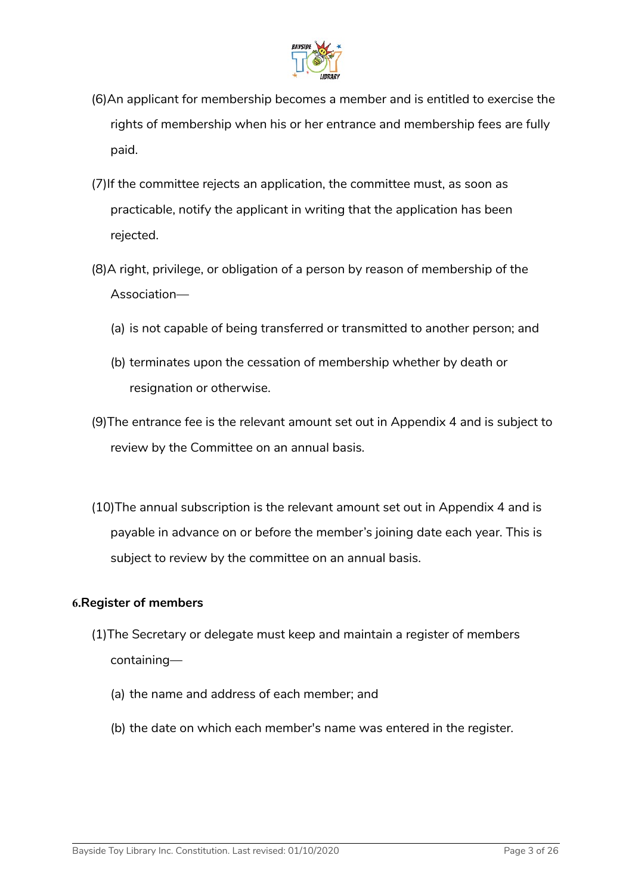(6) An applicant for membership becomes a member and is entitled to exercise the rights of membership when his or her entrance and membership fees are fully paid.

(7) If the committee rejects an application, the committee must, as soon as practicable, notify the applicant in writing that the application has been rejected.

(8) A right, privilege, or obligation of a person by reason of membership of the Association—

(a) is not capable of being transferred or transmitted to another person; and

(b) terminates upon the cessation of membership whether by death or resignation or otherwise.

(9) The entrance fee is the relevant amount set out in Appendix 4 and is subject to review by the Committee on an annual basis.

(10) The annual subscription is the relevant amount set out in Appendix 4 and is payable in advance on or before the member's joining date each year. This is subject to review by the committee on an annual basis.

### 6. Register of members

(1) The Secretary or delegate must keep and maintain a register of members containing—

(a) the name and address of each member; and

(b) the date on which each member's name was entered in the register.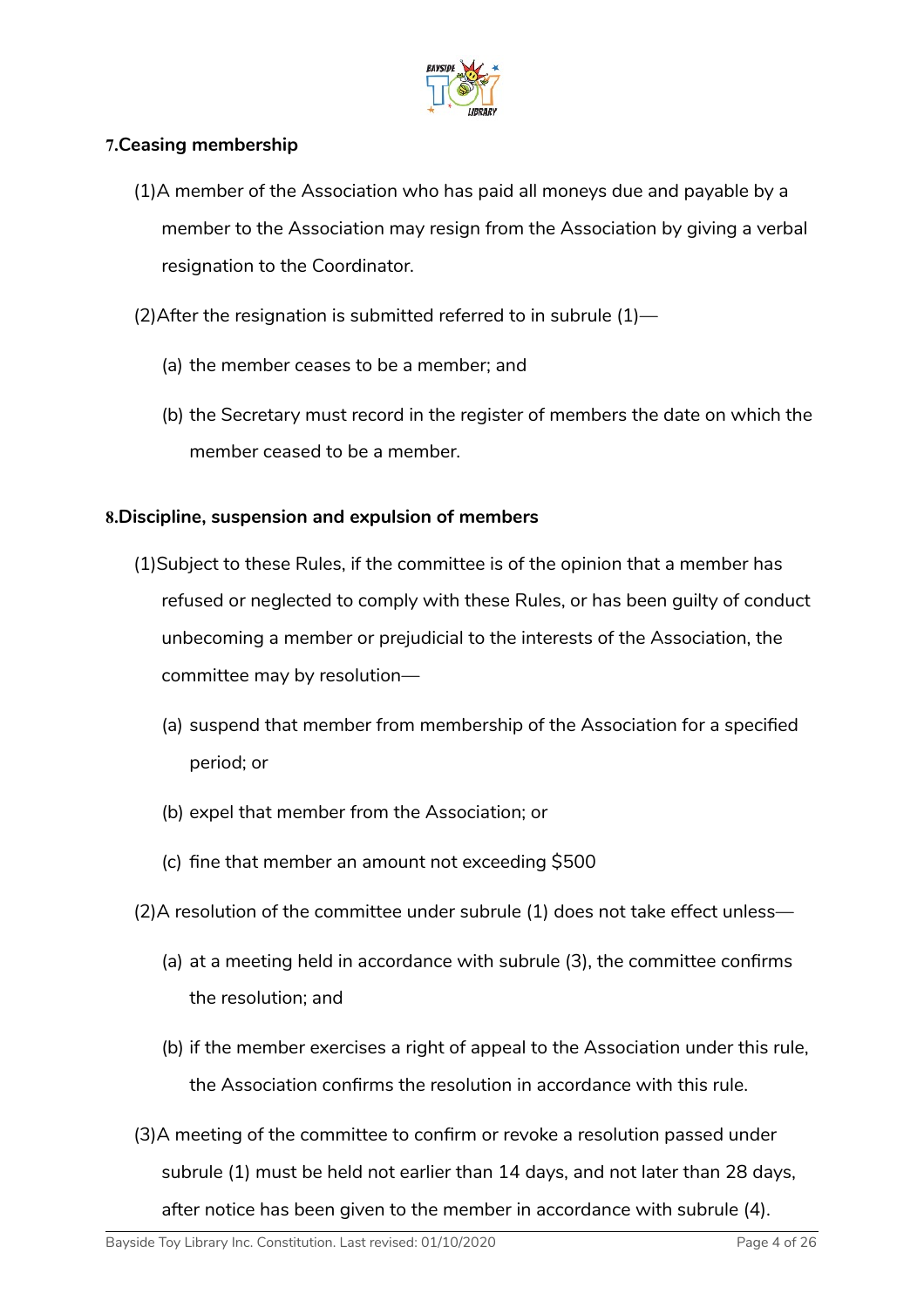## 7. Ceasing membership

(1) A member of the Association who has paid all moneys due and payable by a member to the Association may resign from the Association by giving a verbal resignation to the Coordinator.

(2) After the resignation is submitted referred to in subrule (1)—

(a) the member ceases to be a member; and

(b) the Secretary must record in the register of members the date on which the member ceased to be a member.

## 8. Discipline, suspension and expulsion of members

(1) Subject to these Rules, if the committee is of the opinion that a member has refused or neglected to comply with these Rules, or has been guilty of conduct unbecoming a member or prejudicial to the interests of the Association, the committee may by resolution—

(a) suspend that member from membership of the Association for a specified period; or

(b) expel that member from the Association; or

(c) fine that member an amount not exceeding $500

(2) A resolution of the committee under subrule (1) does not take effect unless—

(a) at a meeting held in accordance with subrule (3), the committee confirms the resolution; and

(b) if the member exercises a right of appeal to the Association under this rule, the Association confirms the resolution in accordance with this rule.

(3) A meeting of the committee to confirm or revoke a resolution passed under subrule (1) must be held not earlier than 14 days, and not later than 28 days, after notice has been given to the member in accordance with subrule (4).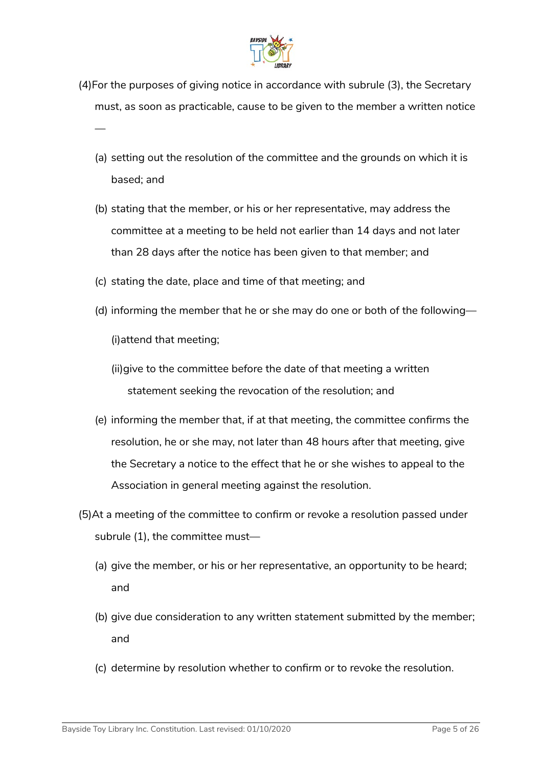(4) For the purposes of giving notice in accordance with subrule (3), the Secretary must, as soon as practicable, cause to be given to the member a written notice —

(a) setting out the resolution of the committee and the grounds on which it is based; and

(b) stating that the member, or his or her representative, may address the committee at a meeting to be held not earlier than 14 days and not later than 28 days after the notice has been given to that member; and

(c) stating the date, place and time of that meeting; and

(d) informing the member that he or she may do one or both of the following—

(i) attend that meeting;

(ii) give to the committee before the date of that meeting a written statement seeking the revocation of the resolution; and

(e) informing the member that, if at that meeting, the committee confirms the resolution, he or she may, not later than 48 hours after that meeting, give the Secretary a notice to the effect that he or she wishes to appeal to the Association in general meeting against the resolution.

(5) At a meeting of the committee to confirm or revoke a resolution passed under subrule (1), the committee must—

(a) give the member, or his or her representative, an opportunity to be heard; and

(b) give due consideration to any written statement submitted by the member; and

(c) determine by resolution whether to confirm or to revoke the resolution.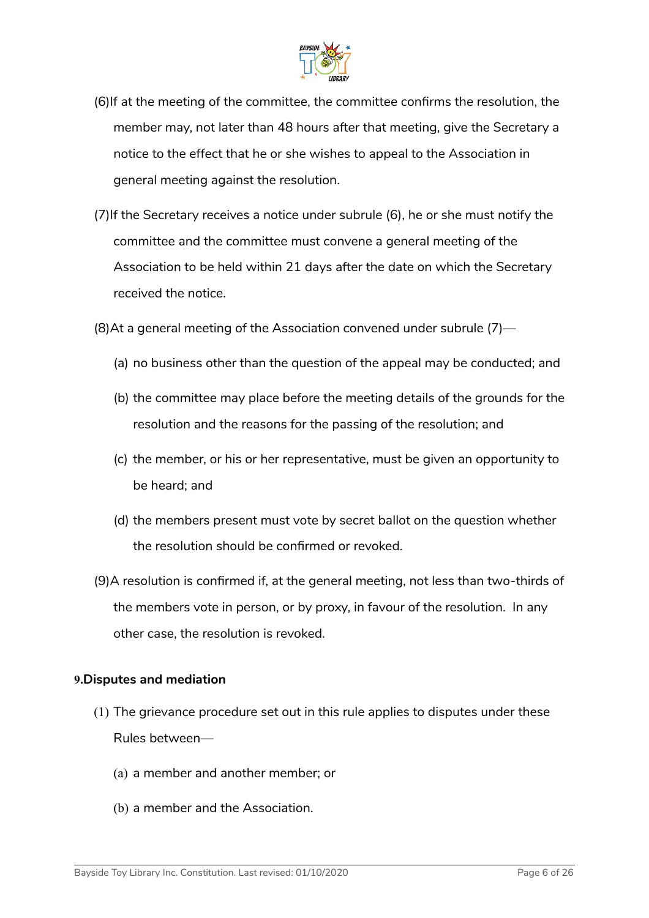(6) If at the meeting of the committee, the committee confirms the resolution, the member may, not later than 48 hours after that meeting, give the Secretary a notice to the effect that he or she wishes to appeal to the Association in general meeting against the resolution.

(7) If the Secretary receives a notice under subrule (6), he or she must notify the committee and the committee must convene a general meeting of the Association to be held within 21 days after the date on which the Secretary received the notice.

(8) At a general meeting of the Association convened under subrule (7)—

(a) no business other than the question of the appeal may be conducted; and

(b) the committee may place before the meeting details of the grounds for the resolution and the reasons for the passing of the resolution; and

(c) the member, or his or her representative, must be given an opportunity to be heard; and

(d) the members present must vote by secret ballot on the question whether the resolution should be confirmed or revoked.

(9) A resolution is confirmed if, at the general meeting, not less than two-thirds of the members vote in person, or by proxy, in favour of the resolution. In any other case, the resolution is revoked.

**9. Disputes and mediation**

(1) The grievance procedure set out in this rule applies to disputes under these Rules between—

(a) a member and another member; or

(b) a member and the Association.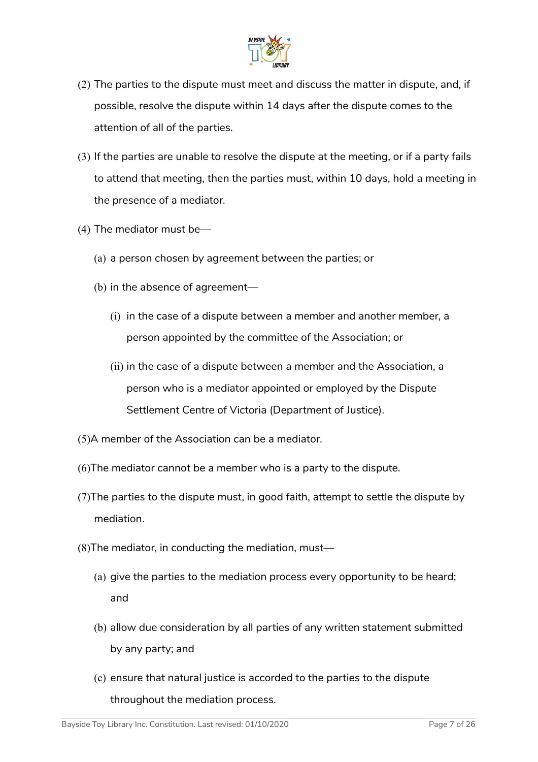(2) The parties to the dispute must meet and discuss the matter in dispute, and, if possible, resolve the dispute within 14 days after the dispute comes to the attention of all of the parties.

(3) If the parties are unable to resolve the dispute at the meeting, or if a party fails to attend that meeting, then the parties must, within 10 days, hold a meeting in the presence of a mediator.

(4) The mediator must be—

(a) a person chosen by agreement between the parties; or

(b) in the absence of agreement—

(i) in the case of a dispute between a member and another member, a person appointed by the committee of the Association; or

(ii) in the case of a dispute between a member and the Association, a person who is a mediator appointed or employed by the Dispute Settlement Centre of Victoria (Department of Justice).

(5)A member of the Association can be a mediator.

(6)The mediator cannot be a member who is a party to the dispute.

(7)The parties to the dispute must, in good faith, attempt to settle the dispute by mediation.

(8)The mediator, in conducting the mediation, must—

(a) give the parties to the mediation process every opportunity to be heard; and

(b) allow due consideration by all parties of any written statement submitted by any party; and

(c) ensure that natural justice is accorded to the parties to the dispute throughout the mediation process.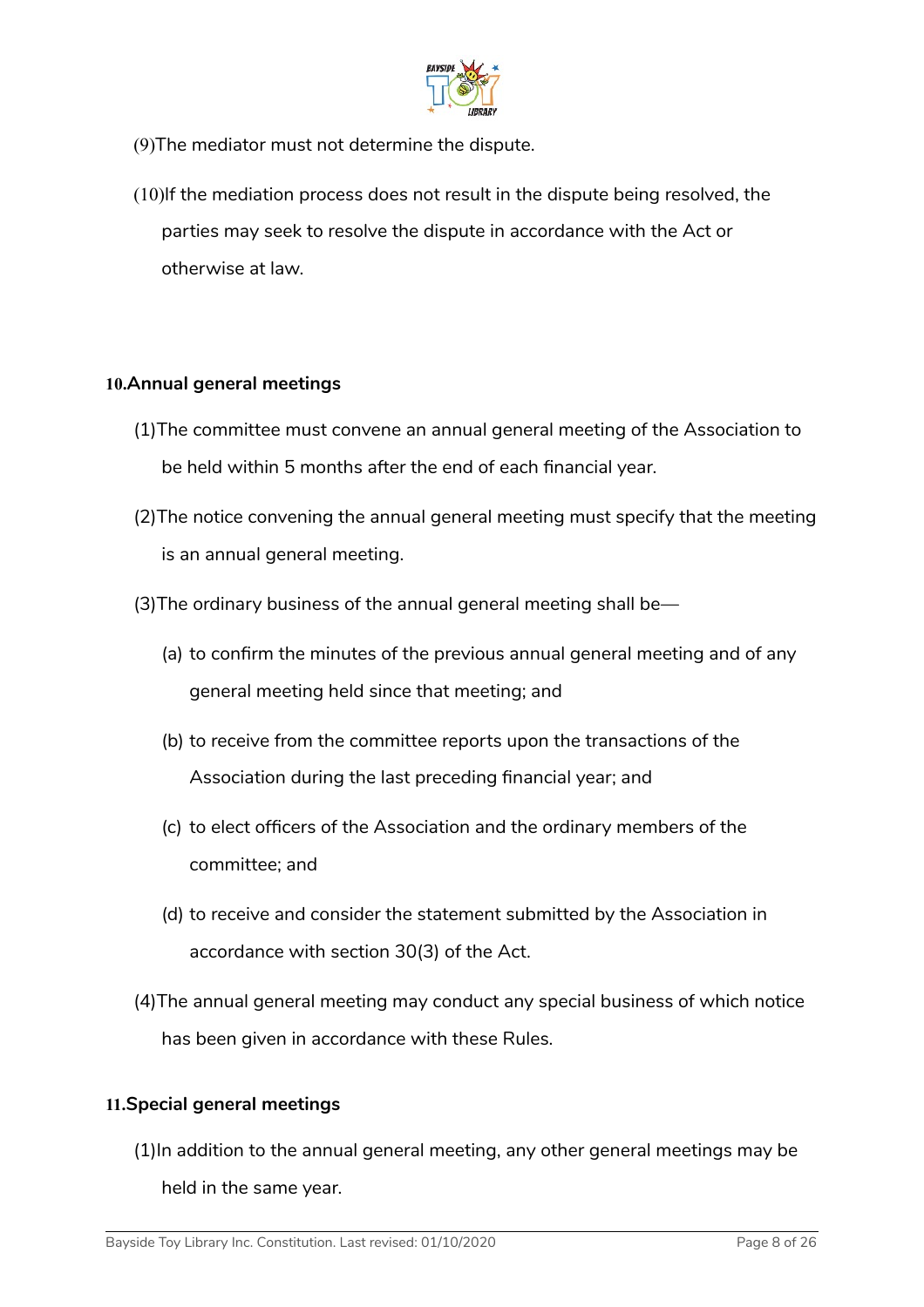(9) The mediator must not determine the dispute.

(10) If the mediation process does not result in the dispute being resolved, the parties may seek to resolve the dispute in accordance with the Act or otherwise at law.

### 10. Annual general meetings

(1) The committee must convene an annual general meeting of the Association to be held within 5 months after the end of each financial year.

(2) The notice convening the annual general meeting must specify that the meeting is an annual general meeting.

(3) The ordinary business of the annual general meeting shall be—

(a) to confirm the minutes of the previous annual general meeting and of any general meeting held since that meeting; and

(b) to receive from the committee reports upon the transactions of the Association during the last preceding financial year; and

(c) to elect officers of the Association and the ordinary members of the committee; and

(d) to receive and consider the statement submitted by the Association in accordance with section 30(3) of the Act.

(4) The annual general meeting may conduct any special business of which notice has been given in accordance with these Rules.

### 11. Special general meetings

(1) In addition to the annual general meeting, any other general meetings may be held in the same year.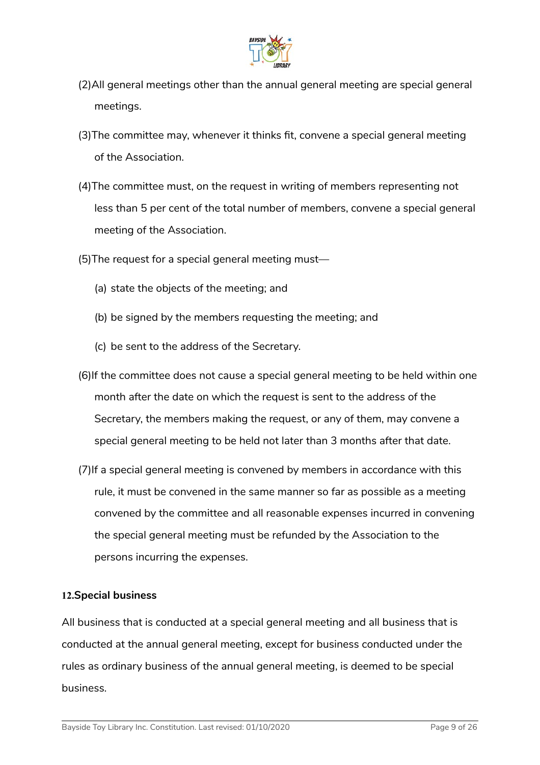(2)All general meetings other than the annual general meeting are special general meetings.

(3)The committee may, whenever it thinks fit, convene a special general meeting of the Association.

(4)The committee must, on the request in writing of members representing not less than 5 per cent of the total number of members, convene a special general meeting of the Association.

(5)The request for a special general meeting must—

(a) state the objects of the meeting; and

(b) be signed by the members requesting the meeting; and

(c) be sent to the address of the Secretary.

(6)If the committee does not cause a special general meeting to be held within one month after the date on which the request is sent to the address of the Secretary, the members making the request, or any of them, may convene a special general meeting to be held not later than 3 months after that date.

(7)If a special general meeting is convened by members in accordance with this rule, it must be convened in the same manner so far as possible as a meeting convened by the committee and all reasonable expenses incurred in convening the special general meeting must be refunded by the Association to the persons incurring the expenses.

### 12.Special business

All business that is conducted at a special general meeting and all business that is conducted at the annual general meeting, except for business conducted under the rules as ordinary business of the annual general meeting, is deemed to be special business.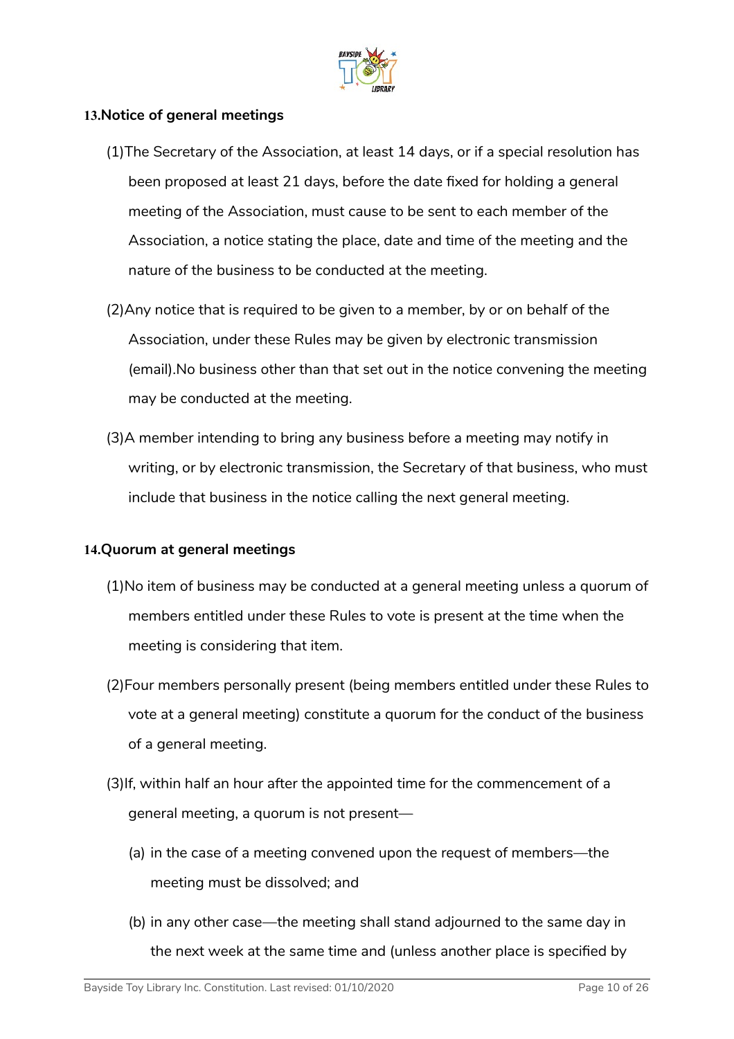### 13. Notice of general meetings

(1) The Secretary of the Association, at least 14 days, or if a special resolution has been proposed at least 21 days, before the date fixed for holding a general meeting of the Association, must cause to be sent to each member of the Association, a notice stating the place, date and time of the meeting and the nature of the business to be conducted at the meeting.

(2) Any notice that is required to be given to a member, by or on behalf of the Association, under these Rules may be given by electronic transmission (email).No business other than that set out in the notice convening the meeting may be conducted at the meeting.

(3) A member intending to bring any business before a meeting may notify in writing, or by electronic transmission, the Secretary of that business, who must include that business in the notice calling the next general meeting.

### 14. Quorum at general meetings

(1) No item of business may be conducted at a general meeting unless a quorum of members entitled under these Rules to vote is present at the time when the meeting is considering that item.

(2) Four members personally present (being members entitled under these Rules to vote at a general meeting) constitute a quorum for the conduct of the business of a general meeting.

(3) If, within half an hour after the appointed time for the commencement of a general meeting, a quorum is not present—

(a) in the case of a meeting convened upon the request of members—the meeting must be dissolved; and

(b) in any other case—the meeting shall stand adjourned to the same day in the next week at the same time and (unless another place is specified by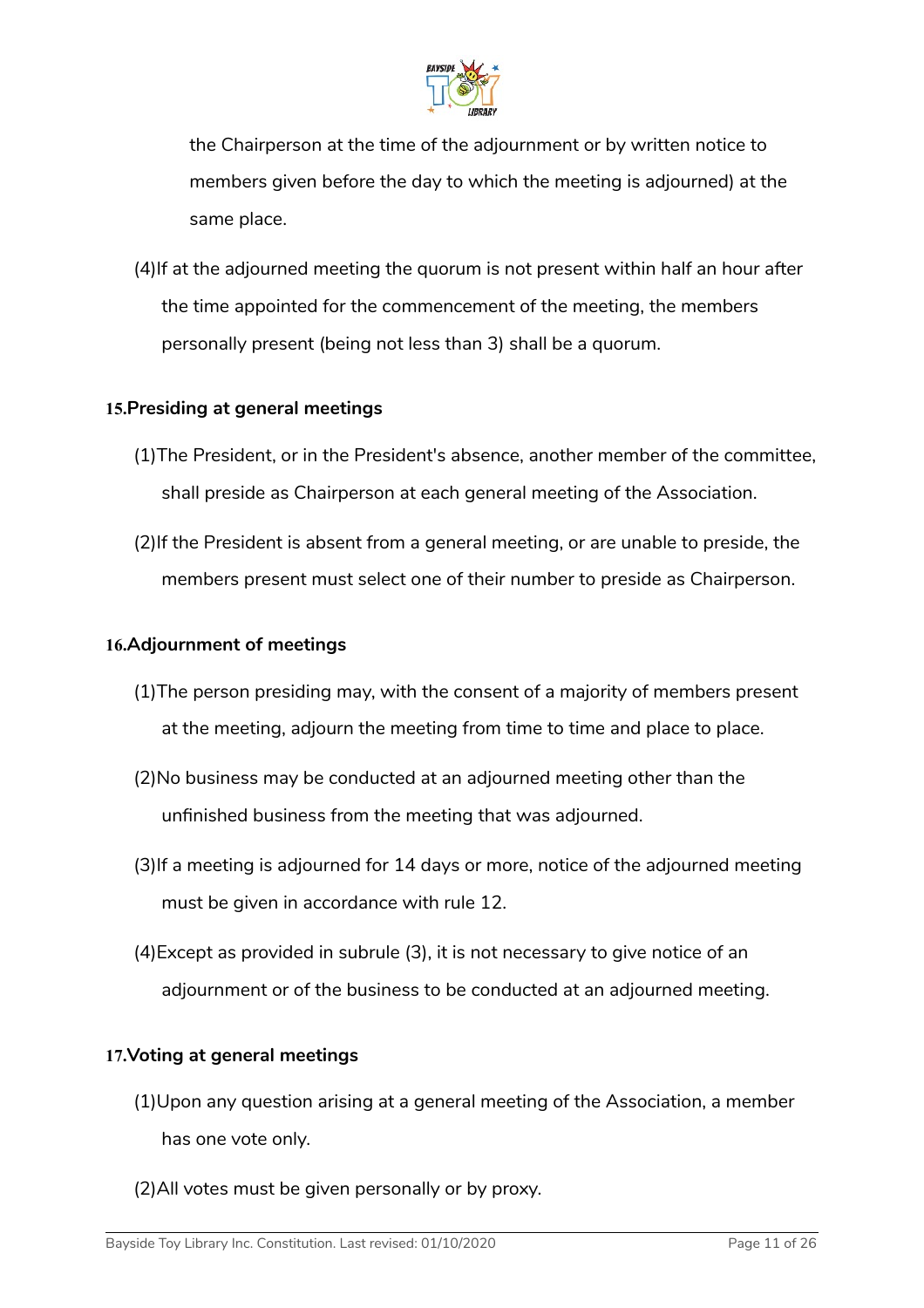the Chairperson at the time of the adjournment or by written notice to members given before the day to which the meeting is adjourned) at the same place.

(4)If at the adjourned meeting the quorum is not present within half an hour after the time appointed for the commencement of the meeting, the members personally present (being not less than 3) shall be a quorum.

### 15.Presiding at general meetings

(1)The President, or in the President's absence, another member of the committee, shall preside as Chairperson at each general meeting of the Association.

(2)If the President is absent from a general meeting, or are unable to preside, the members present must select one of their number to preside as Chairperson.

### 16.Adjournment of meetings

(1)The person presiding may, with the consent of a majority of members present at the meeting, adjourn the meeting from time to time and place to place.

(2)No business may be conducted at an adjourned meeting other than the unfinished business from the meeting that was adjourned.

(3)If a meeting is adjourned for 14 days or more, notice of the adjourned meeting must be given in accordance with rule 12.

(4)Except as provided in subrule (3), it is not necessary to give notice of an adjournment or of the business to be conducted at an adjourned meeting.

### 17.Voting at general meetings

(1)Upon any question arising at a general meeting of the Association, a member has one vote only.

(2)All votes must be given personally or by proxy.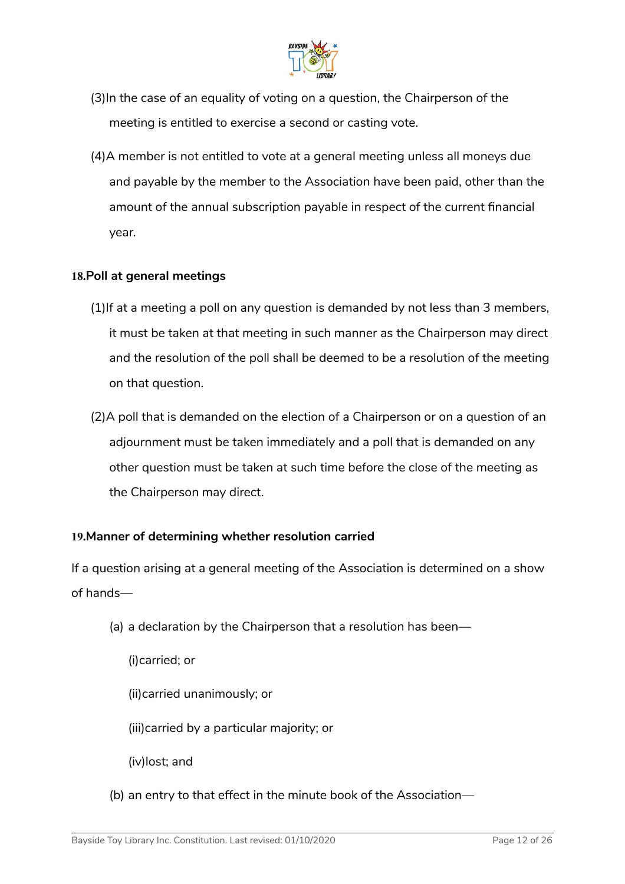(3) In the case of an equality of voting on a question, the Chairperson of the meeting is entitled to exercise a second or casting vote.

(4) A member is not entitled to vote at a general meeting unless all moneys due and payable by the member to the Association have been paid, other than the amount of the annual subscription payable in respect of the current financial year.

### 18. Poll at general meetings

(1) If at a meeting a poll on any question is demanded by not less than 3 members, it must be taken at that meeting in such manner as the Chairperson may direct and the resolution of the poll shall be deemed to be a resolution of the meeting on that question.

(2) A poll that is demanded on the election of a Chairperson or on a question of an adjournment must be taken immediately and a poll that is demanded on any other question must be taken at such time before the close of the meeting as the Chairperson may direct.

### 19. Manner of determining whether resolution carried

If a question arising at a general meeting of the Association is determined on a show of hands—

(a) a declaration by the Chairperson that a resolution has been—

(i) carried; or

(ii) carried unanimously; or

(iii) carried by a particular majority; or

(iv) lost; and

(b) an entry to that effect in the minute book of the Association—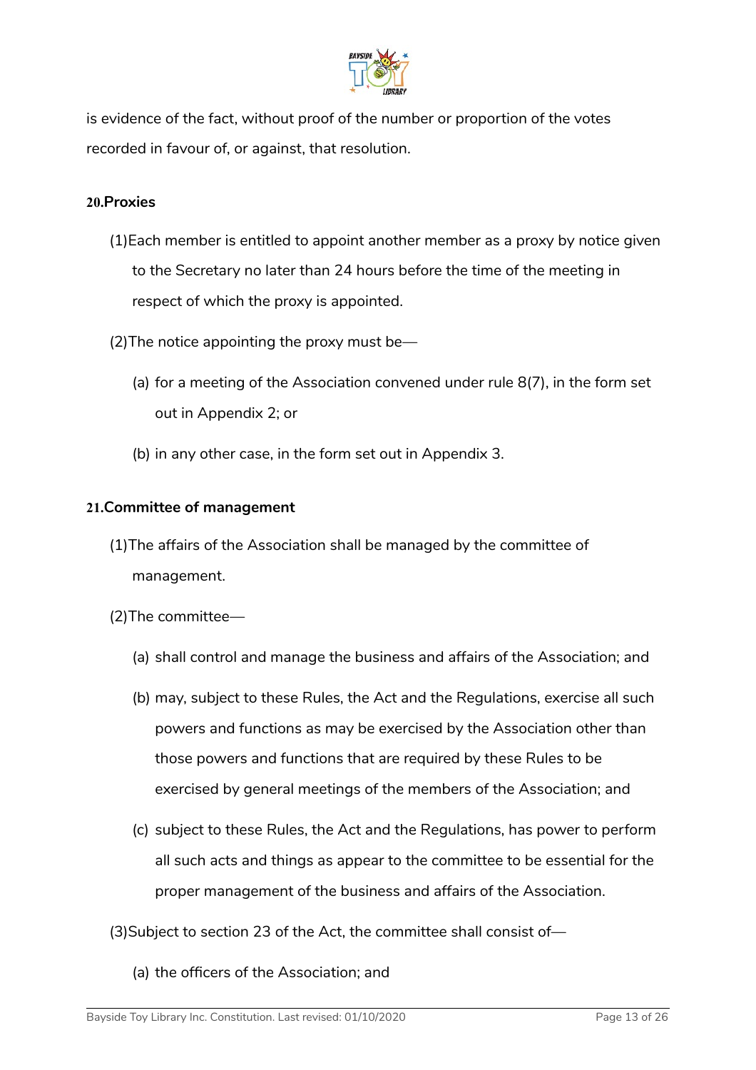is evidence of the fact, without proof of the number or proportion of the votes recorded in favour of, or against, that resolution.

### 20. Proxies

(1) Each member is entitled to appoint another member as a proxy by notice given to the Secretary no later than 24 hours before the time of the meeting in respect of which the proxy is appointed.

(2) The notice appointing the proxy must be—

- (a) for a meeting of the Association convened under rule 8(7), in the form set out in Appendix 2; or
- (b) in any other case, in the form set out in Appendix 3.

### 21. Committee of management

(1) The affairs of the Association shall be managed by the committee of management.

(2) The committee—

- (a) shall control and manage the business and affairs of the Association; and
- (b) may, subject to these Rules, the Act and the Regulations, exercise all such powers and functions as may be exercised by the Association other than those powers and functions that are required by these Rules to be exercised by general meetings of the members of the Association; and
- (c) subject to these Rules, the Act and the Regulations, has power to perform all such acts and things as appear to the committee to be essential for the proper management of the business and affairs of the Association.

(3) Subject to section 23 of the Act, the committee shall consist of—

- (a) the officers of the Association; and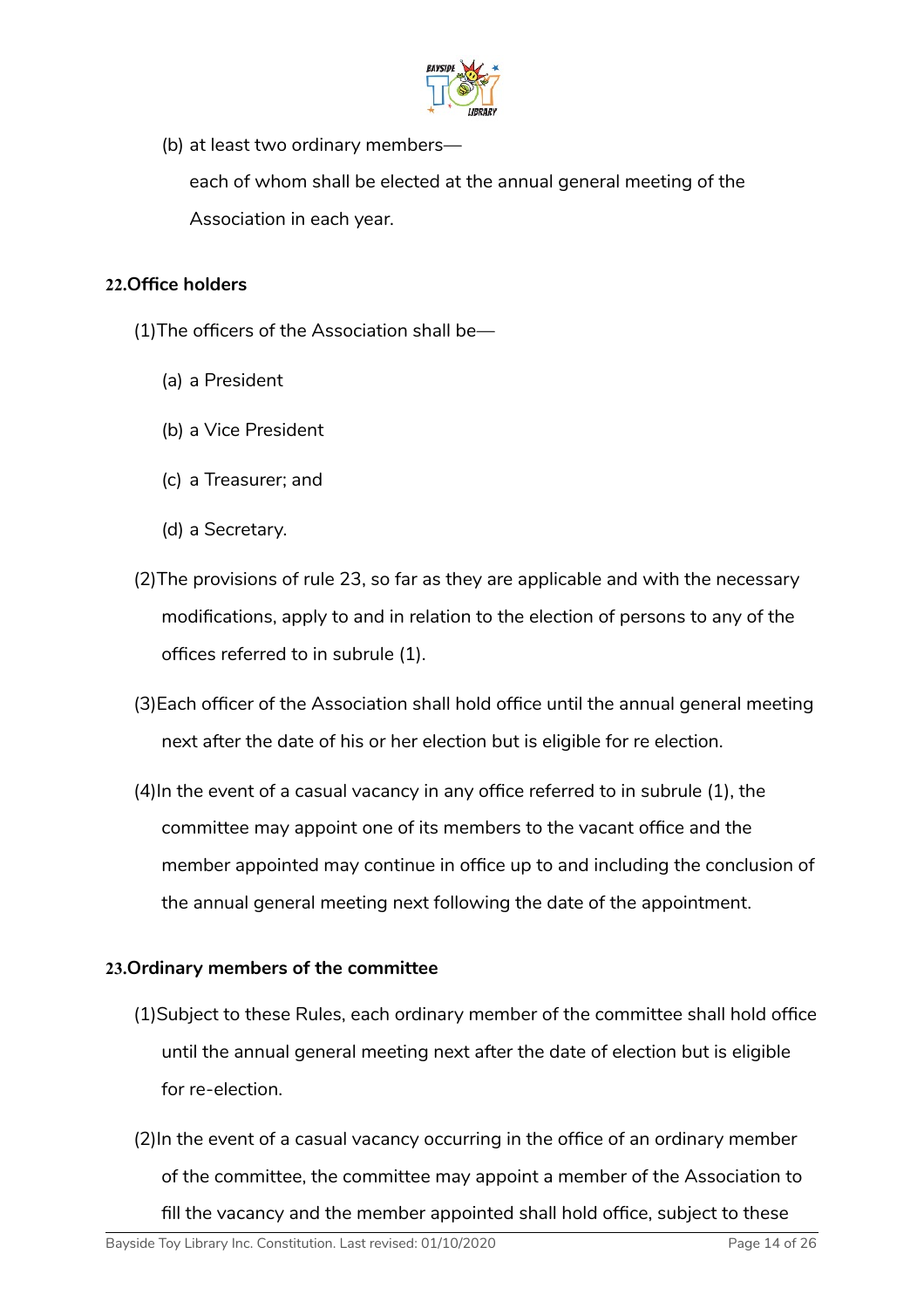(b) at least two ordinary members—

each of whom shall be elected at the annual general meeting of the Association in each year.

**22. Office holders**

(1) The officers of the Association shall be—

(a) a President

(b) a Vice President

(c) a Treasurer; and

(d) a Secretary.

(2) The provisions of rule 23, so far as they are applicable and with the necessary modifications, apply to and in relation to the election of persons to any of the offices referred to in subrule (1).

(3) Each officer of the Association shall hold office until the annual general meeting next after the date of his or her election but is eligible for re election.

(4) In the event of a casual vacancy in any office referred to in subrule (1), the committee may appoint one of its members to the vacant office and the member appointed may continue in office up to and including the conclusion of the annual general meeting next following the date of the appointment.

**23. Ordinary members of the committee**

(1) Subject to these Rules, each ordinary member of the committee shall hold office until the annual general meeting next after the date of election but is eligible for re-election.

(2) In the event of a casual vacancy occurring in the office of an ordinary member of the committee, the committee may appoint a member of the Association to fill the vacancy and the member appointed shall hold office, subject to these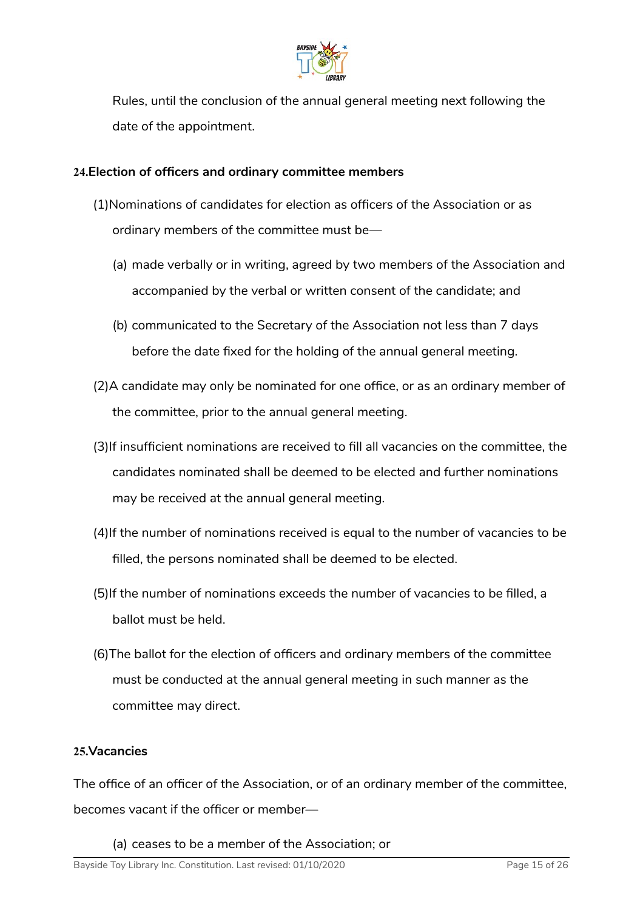Rules, until the conclusion of the annual general meeting next following the date of the appointment.

## 24. Election of officers and ordinary committee members

(1) Nominations of candidates for election as officers of the Association or as ordinary members of the committee must be—

(a) made verbally or in writing, agreed by two members of the Association and accompanied by the verbal or written consent of the candidate; and

(b) communicated to the Secretary of the Association not less than 7 days before the date fixed for the holding of the annual general meeting.

(2) A candidate may only be nominated for one office, or as an ordinary member of the committee, prior to the annual general meeting.

(3) If insufficient nominations are received to fill all vacancies on the committee, the candidates nominated shall be deemed to be elected and further nominations may be received at the annual general meeting.

(4) If the number of nominations received is equal to the number of vacancies to be filled, the persons nominated shall be deemed to be elected.

(5) If the number of nominations exceeds the number of vacancies to be filled, a ballot must be held.

(6) The ballot for the election of officers and ordinary members of the committee must be conducted at the annual general meeting in such manner as the committee may direct.

## 25. Vacancies

The office of an officer of the Association, or of an ordinary member of the committee, becomes vacant if the officer or member—

(a) ceases to be a member of the Association; or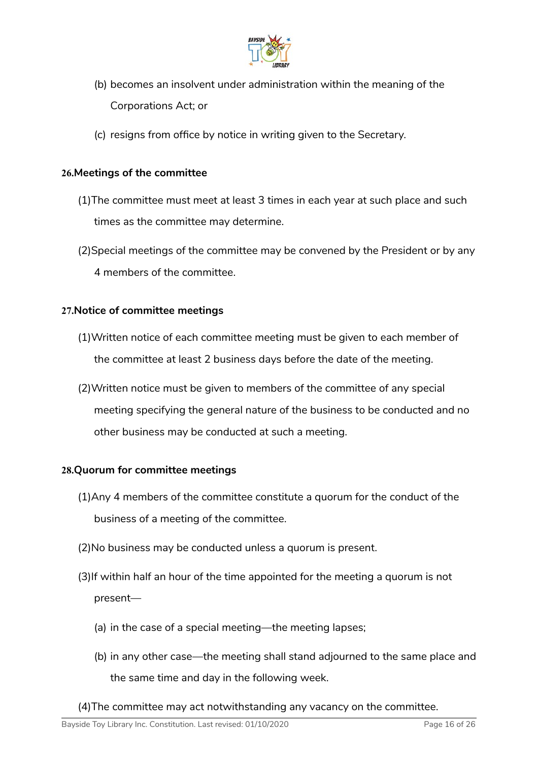(b) becomes an insolvent under administration within the meaning of the Corporations Act; or

(c) resigns from office by notice in writing given to the Secretary.

### 26. Meetings of the committee

(1) The committee must meet at least 3 times in each year at such place and such times as the committee may determine.

(2) Special meetings of the committee may be convened by the President or by any 4 members of the committee.

### 27. Notice of committee meetings

(1) Written notice of each committee meeting must be given to each member of the committee at least 2 business days before the date of the meeting.

(2) Written notice must be given to members of the committee of any special meeting specifying the general nature of the business to be conducted and no other business may be conducted at such a meeting.

### 28. Quorum for committee meetings

(1) Any 4 members of the committee constitute a quorum for the conduct of the business of a meeting of the committee.

(2) No business may be conducted unless a quorum is present.

(3) If within half an hour of the time appointed for the meeting a quorum is not present—

(a) in the case of a special meeting—the meeting lapses;

(b) in any other case—the meeting shall stand adjourned to the same place and the same time and day in the following week.

(4) The committee may act notwithstanding any vacancy on the committee.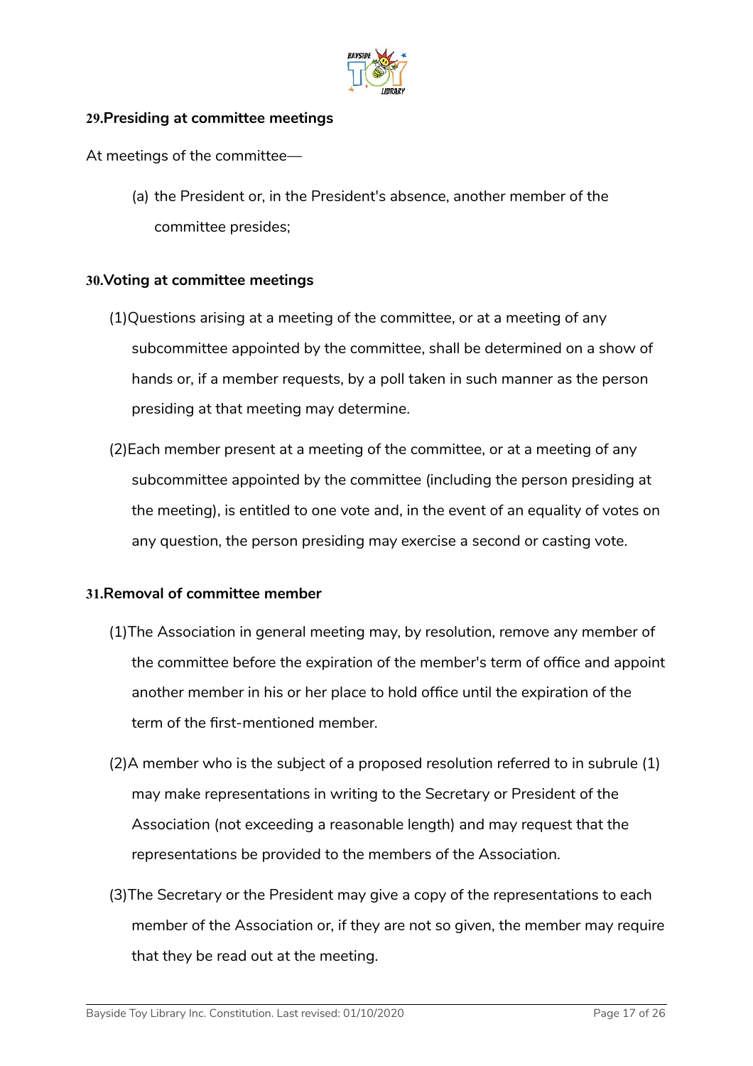### 29. Presiding at committee meetings

At meetings of the committee—

(a) the President or, in the President's absence, another member of the committee presides;

### 30. Voting at committee meetings

(1) Questions arising at a meeting of the committee, or at a meeting of any subcommittee appointed by the committee, shall be determined on a show of hands or, if a member requests, by a poll taken in such manner as the person presiding at that meeting may determine.

(2) Each member present at a meeting of the committee, or at a meeting of any subcommittee appointed by the committee (including the person presiding at the meeting), is entitled to one vote and, in the event of an equality of votes on any question, the person presiding may exercise a second or casting vote.

### 31. Removal of committee member

(1) The Association in general meeting may, by resolution, remove any member of the committee before the expiration of the member's term of office and appoint another member in his or her place to hold office until the expiration of the term of the first-mentioned member.

(2) A member who is the subject of a proposed resolution referred to in subrule (1) may make representations in writing to the Secretary or President of the Association (not exceeding a reasonable length) and may request that the representations be provided to the members of the Association.

(3) The Secretary or the President may give a copy of the representations to each member of the Association or, if they are not so given, the member may require that they be read out at the meeting.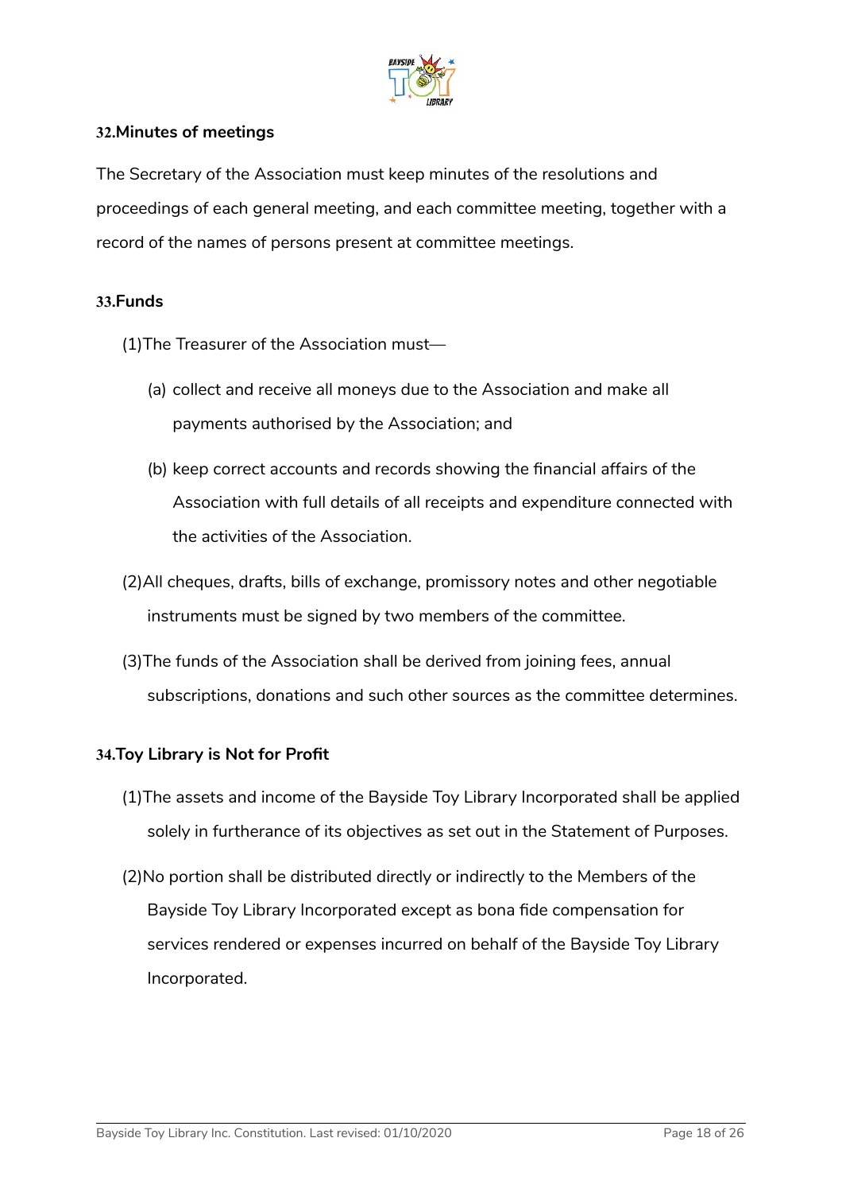### 32. Minutes of meetings

The Secretary of the Association must keep minutes of the resolutions and proceedings of each general meeting, and each committee meeting, together with a record of the names of persons present at committee meetings.

### 33. Funds

(1) The Treasurer of the Association must—

(a) collect and receive all moneys due to the Association and make all payments authorised by the Association; and

(b) keep correct accounts and records showing the financial affairs of the Association with full details of all receipts and expenditure connected with the activities of the Association.

(2) All cheques, drafts, bills of exchange, promissory notes and other negotiable instruments must be signed by two members of the committee.

(3) The funds of the Association shall be derived from joining fees, annual subscriptions, donations and such other sources as the committee determines.

### 34. Toy Library is Not for Profit

(1) The assets and income of the Bayside Toy Library Incorporated shall be applied solely in furtherance of its objectives as set out in the Statement of Purposes.

(2) No portion shall be distributed directly or indirectly to the Members of the Bayside Toy Library Incorporated except as bona fide compensation for services rendered or expenses incurred on behalf of the Bayside Toy Library Incorporated.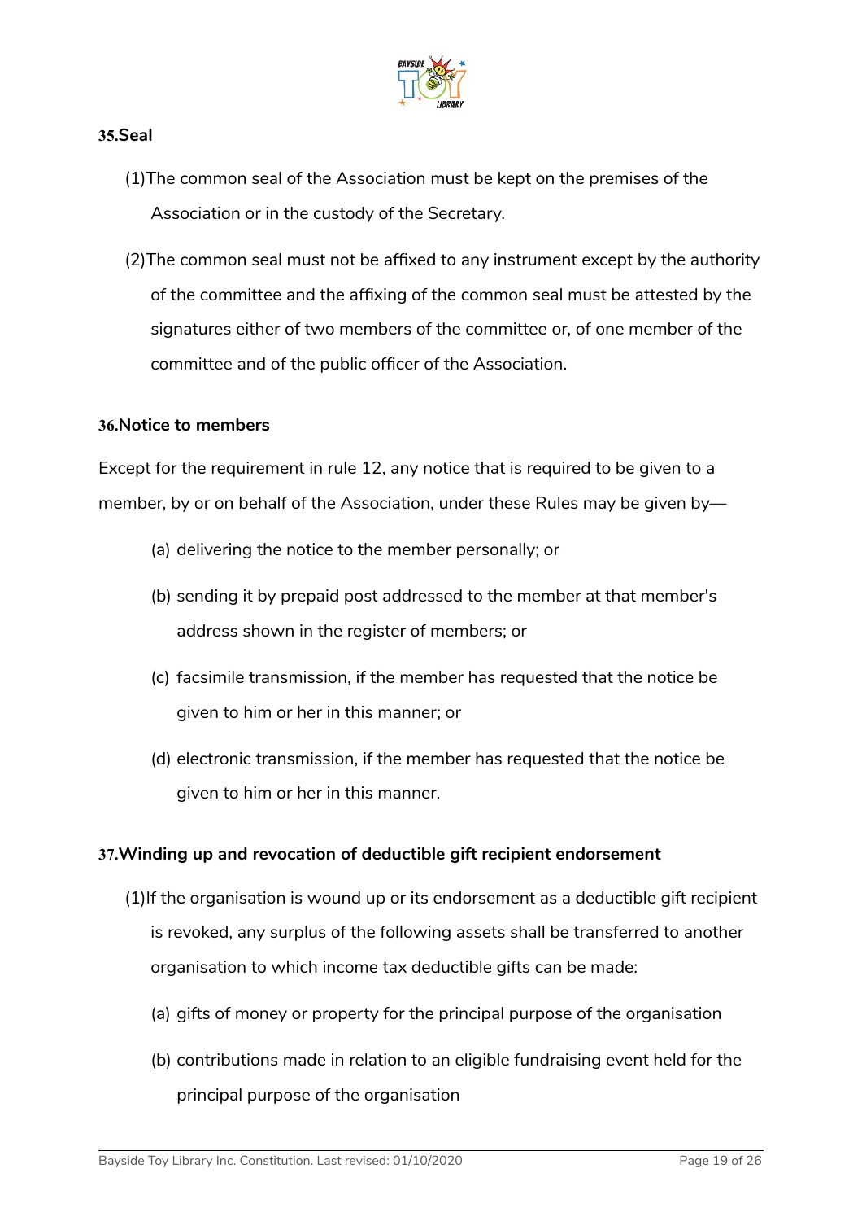**35. Seal**

(1) The common seal of the Association must be kept on the premises of the Association or in the custody of the Secretary.

(2) The common seal must not be affixed to any instrument except by the authority of the committee and the affixing of the common seal must be attested by the signatures either of two members of the committee or, of one member of the committee and of the public officer of the Association.

**36. Notice to members**

Except for the requirement in rule 12, any notice that is required to be given to a member, by or on behalf of the Association, under these Rules may be given by—

(a) delivering the notice to the member personally; or

(b) sending it by prepaid post addressed to the member at that member's address shown in the register of members; or

(c) facsimile transmission, if the member has requested that the notice be given to him or her in this manner; or

(d) electronic transmission, if the member has requested that the notice be given to him or her in this manner.

**37. Winding up and revocation of deductible gift recipient endorsement**

(1) If the organisation is wound up or its endorsement as a deductible gift recipient is revoked, any surplus of the following assets shall be transferred to another organisation to which income tax deductible gifts can be made:

(a) gifts of money or property for the principal purpose of the organisation

(b) contributions made in relation to an eligible fundraising event held for the principal purpose of the organisation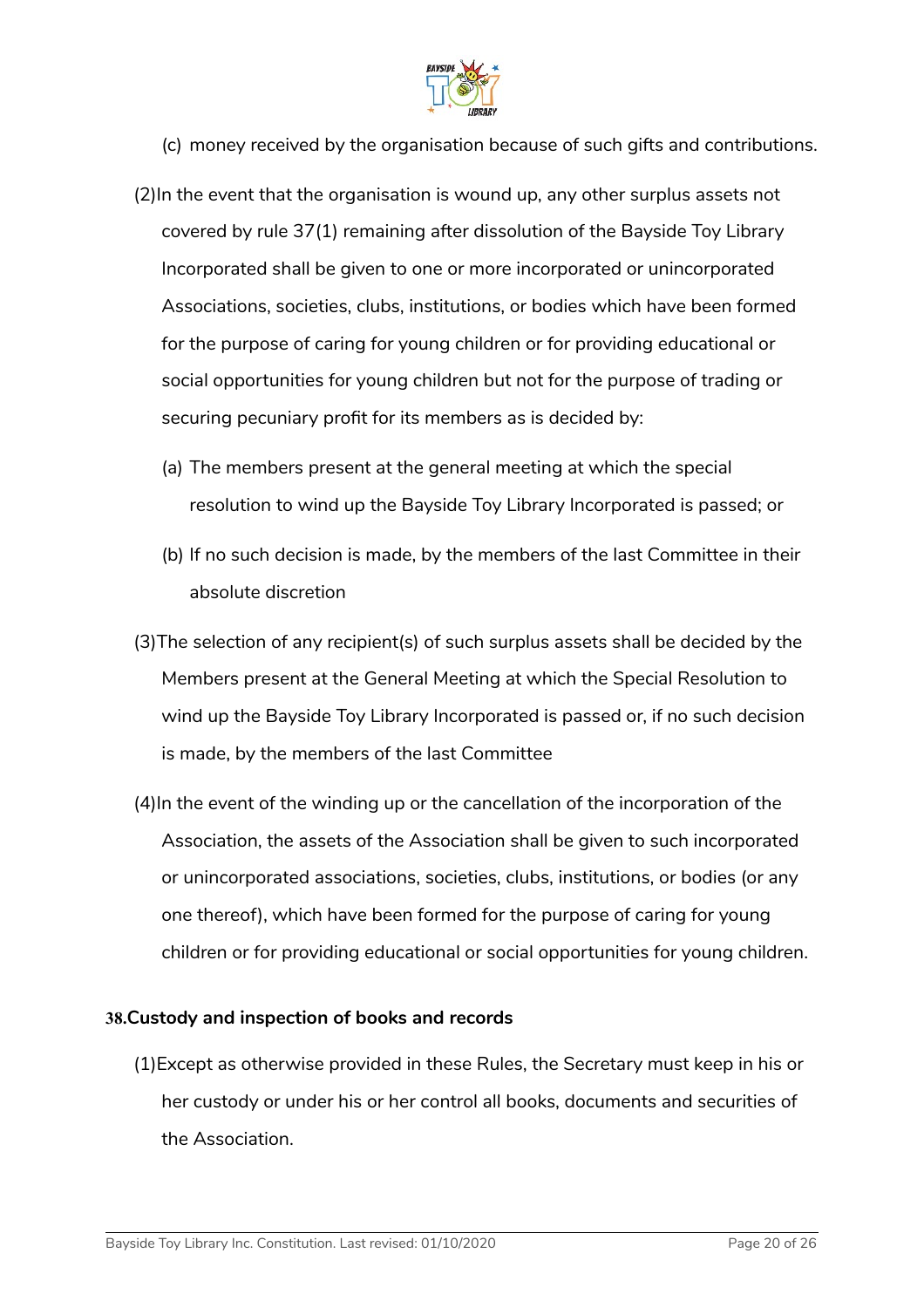(c) money received by the organisation because of such gifts and contributions.

(2) In the event that the organisation is wound up, any other surplus assets not covered by rule 37(1) remaining after dissolution of the Bayside Toy Library Incorporated shall be given to one or more incorporated or unincorporated Associations, societies, clubs, institutions, or bodies which have been formed for the purpose of caring for young children or for providing educational or social opportunities for young children but not for the purpose of trading or securing pecuniary profit for its members as is decided by:

(a) The members present at the general meeting at which the special resolution to wind up the Bayside Toy Library Incorporated is passed; or

(b) If no such decision is made, by the members of the last Committee in their absolute discretion

(3) The selection of any recipient(s) of such surplus assets shall be decided by the Members present at the General Meeting at which the Special Resolution to wind up the Bayside Toy Library Incorporated is passed or, if no such decision is made, by the members of the last Committee

(4) In the event of the winding up or the cancellation of the incorporation of the Association, the assets of the Association shall be given to such incorporated or unincorporated associations, societies, clubs, institutions, or bodies (or any one thereof), which have been formed for the purpose of caring for young children or for providing educational or social opportunities for young children.

**38. Custody and inspection of books and records**

(1) Except as otherwise provided in these Rules, the Secretary must keep in his or her custody or under his or her control all books, documents and securities of the Association.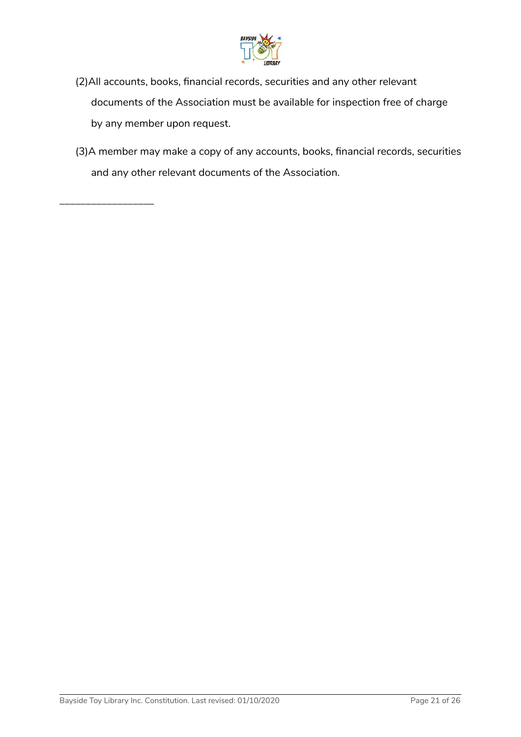(2) All accounts, books, financial records, securities and any other relevant documents of the Association must be available for inspection free of charge by any member upon request.

(3) A member may make a copy of any accounts, books, financial records, securities and any other relevant documents of the Association.

___________________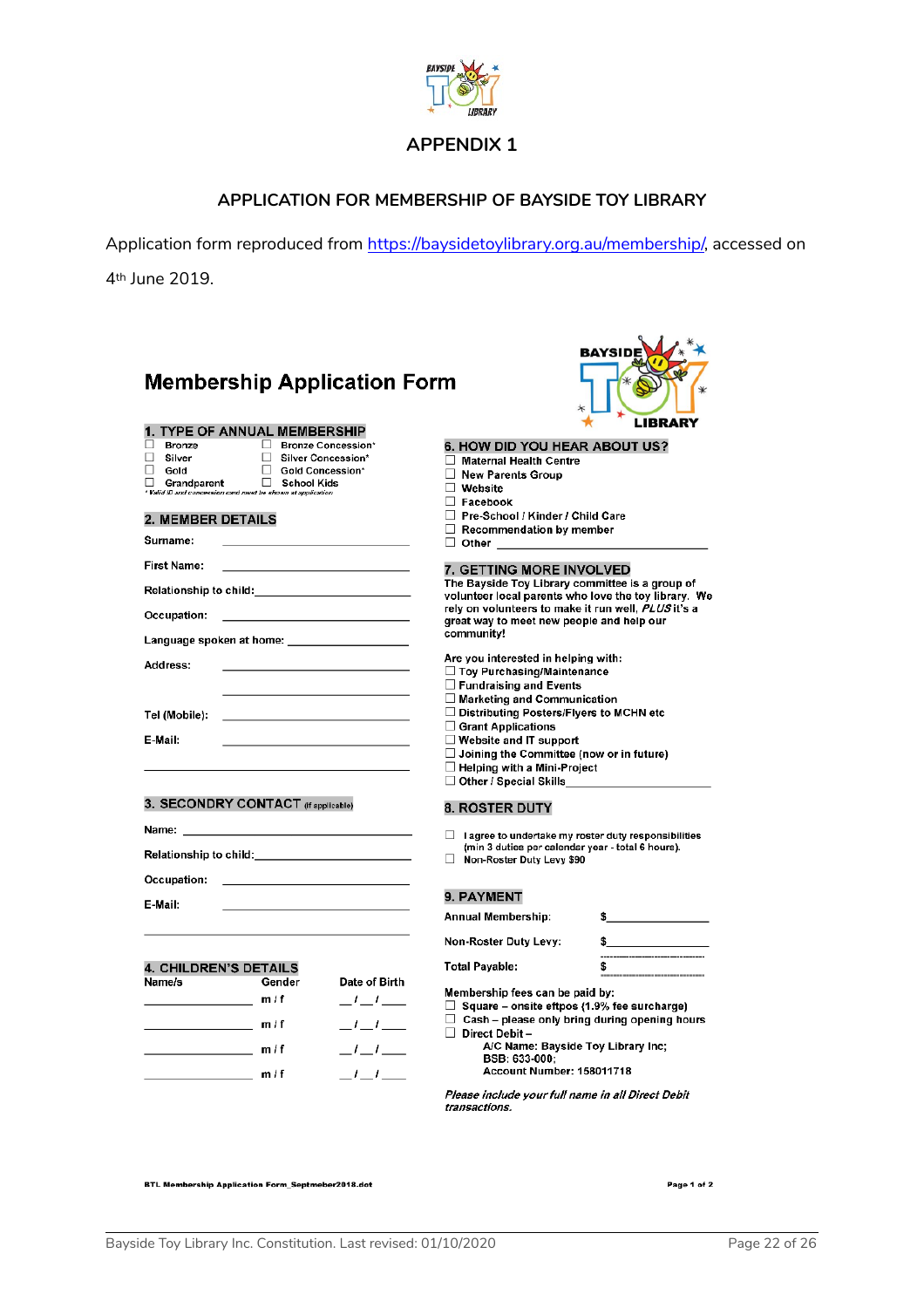# APPENDIX 1

## APPLICATION FOR MEMBERSHIP OF BAYSIDE TOY LIBRARY

Application form reproduced from https://baysidetoylibrary.org.au/membership/, accessed on 4th June 2019.

## Membership Application Form

### 1. TYPE OF ANNUAL MEMBERSHIP

- ☐ Bronze
- ☐ Silver
- ☐ Gold
- ☐ Grandparent
- ☐ Bronze Concession*
- ☐ Silver Concession*
- ☐ Gold Concession*
- ☐ School Kids

* Valid ID and concession card must be shown at application

### 2. MEMBER DETAILS

Surname: ____________________

First Name: ____________________

Relationship to child: ____________________

Occupation: ____________________

Language spoken at home: ____________________

Address: ____________________

____________________

Tel (Mobile): ____________________

E-Mail: ____________________

____________________

### 3. SECONDRY CONTACT (if applicable)

Name: ____________________

Relationship to child: ____________________

Occupation: ____________________

E-Mail: ____________________

____________________

### 4. CHILDREN'S DETAILS

| Name/s | Gender | Date of Birth |
|---|---|---|
| ____________ | m / f | __ / __ / ___ |
| ____________ | m / f | __ / __ / ___ |
| ____________ | m / f | __ / __ / ___ |
| ____________ | m / f | __ / __ / ___ |

### 6. HOW DID YOU HEAR ABOUT US?

- ☐ Maternal Health Centre
- ☐ New Parents Group
- ☐ Website
- ☐ Facebook
- ☐ Pre-School / Kinder / Child Care
- ☐ Recommendation by member
- ☐ Other ____________________

### 7. GETTING MORE INVOLVED

The Bayside Toy Library committee is a group of volunteer local parents who love the toy library. We rely on volunteers to make it run well, *PLUS* it's a great way to meet new people and help our community!

Are you interested in helping with:

- ☐ Toy Purchasing/Maintenance
- ☐ Fundraising and Events
- ☐ Marketing and Communication
- ☐ Distributing Posters/Flyers to MCHN etc
- ☐ Grant Applications
- ☐ Website and IT support
- ☐ Joining the Committee (now or in future)
- ☐ Helping with a Mini-Project
- ☐ Other / Special Skills ____________________

### 8. ROSTER DUTY

- ☐ I agree to undertake my roster duty responsibilities (min 3 duties per calendar year - total 6 hours).
- ☐ Non-Roster Duty Levy $90

### 9. PAYMENT

Annual Membership: $____________

Non-Roster Duty Levy: $____________

Total Payable: $____________

Membership fees can be paid by:

- ☐ Square – onsite eftpos (1.9% fee surcharge)
- ☐ Cash – please only bring during opening hours
- ☐ Direct Debit –
  A/C Name: Bayside Toy Library Inc;
  BSB: 633-000;
  Account Number: 158011718

*Please include your full name in all Direct Debit transactions.*

BTL Membership Application Form_Septmeber2018.dot

Page 1 of 2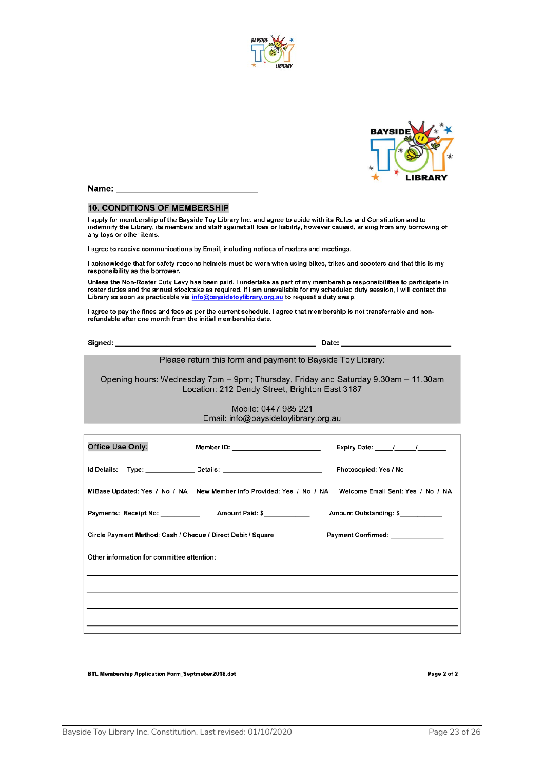Name: ______________________________

## 10. CONDITIONS OF MEMBERSHIP

I apply for membership of the Bayside Toy Library Inc. and agree to abide with its Rules and Constitution and to indemnify the Library, its members and staff against all loss or liability, however caused, arising from any borrowing of any toys or other items.

I agree to receive communications by Email, including notices of rosters and meetings.

I acknowledge that for safety reasons helmets must be worn when using bikes, trikes and scooters and that this is my responsibility as the borrower.

Unless the Non-Roster Duty Levy has been paid, I undertake as part of my membership responsibilities to participate in roster duties and the annual stocktake as required. If I am unavailable for my scheduled duty session, I will contact the Library as soon as practicable via info@baysidetoylibrary.org.au to request a duty swap.

I agree to pay the fines and fees as per the current schedule. I agree that membership is not transferrable and non-refundable after one month from the initial membership date.

Signed: ______________________________________________ Date: ________________________

Please return this form and payment to Bayside Toy Library:

Opening hours: Wednesday 7pm – 9pm; Thursday, Friday and Saturday 9.30am – 11.30am
Location: 212 Dendy Street, Brighton East 3187

Mobile: 0447 985 221
Email: info@baysidetoylibrary.org.au

**Office Use Only:** Member ID: ______________________ Expiry Date: _____/_____/_______

Id Details: Type: ____________ Details: ______________________ Photocopied: Yes / No

MiBase Updated: Yes / No / NA New Member Info Provided: Yes / No / NA Welcome Email Sent: Yes / No / NA

Payments: Receipt No: __________ Amount Paid: $____________ Amount Outstanding: $___________

Circle Payment Method: Cash / Cheque / Direct Debit / Square Payment Confirmed: ______________

Other information for committee attention:

______________________________________________________________________________

______________________________________________________________________________

______________________________________________________________________________

______________________________________________________________________________

BTL Membership Application Form_Septmeber2018.dot

Page 2 of 2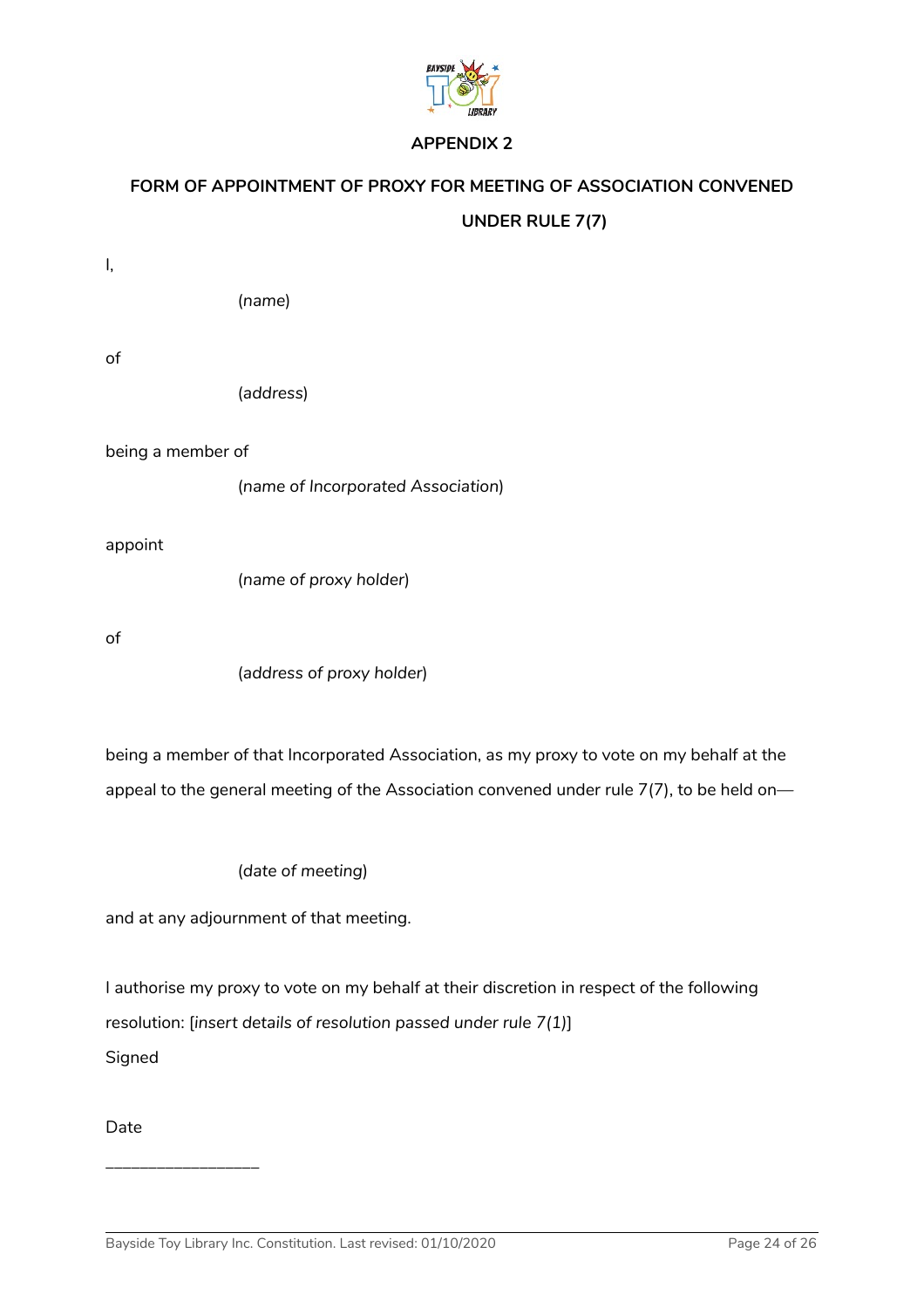## APPENDIX 2

## FORM OF APPOINTMENT OF PROXY FOR MEETING OF ASSOCIATION CONVENED UNDER RULE 7(7)

I,

(*name*)

of

(*address*)

being a member of

(*name of Incorporated Association*)

appoint

(*name of proxy holder*)

of

(*address of proxy holder*)

being a member of that Incorporated Association, as my proxy to vote on my behalf at the appeal to the general meeting of the Association convened under rule 7(7), to be held on—

(*date of meeting*)

and at any adjournment of that meeting.

I authorise my proxy to vote on my behalf at their discretion in respect of the following resolution: [*insert details of resolution passed under rule 7(1)*]

Signed

Date

\_\_\_\_\_\_\_\_\_\_\_\_\_\_\_\_\_\_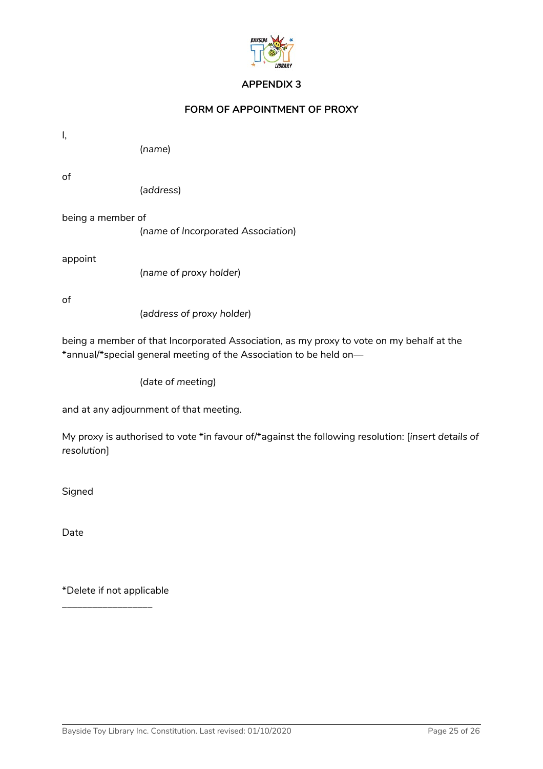## APPENDIX 3

### FORM OF APPOINTMENT OF PROXY

I,

(*name*)

of

(*address*)

being a member of

(*name of Incorporated Association*)

appoint

(*name of proxy holder*)

of

(*address of proxy holder*)

being a member of that Incorporated Association, as my proxy to vote on my behalf at the *annual/*special general meeting of the Association to be held on—

(*date of meeting*)

and at any adjournment of that meeting.

My proxy is authorised to vote *in favour of/*against the following resolution: [*insert details of resolution*]

Signed

Date

*Delete if not applicable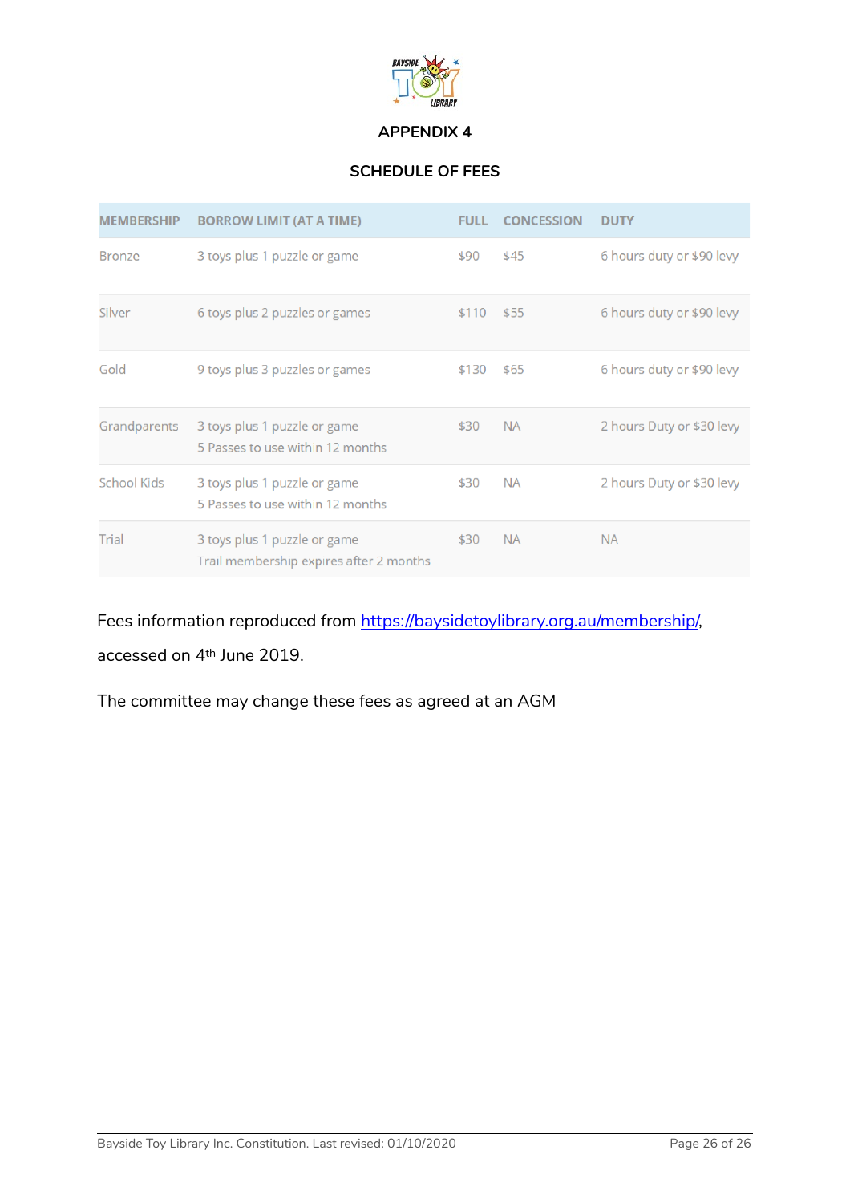## APPENDIX 4

## SCHEDULE OF FEES

| MEMBERSHIP | BORROW LIMIT (AT A TIME) | FULL | CONCESSION | DUTY |
|---|---|---|---|---|
| Bronze | 3 toys plus 1 puzzle or game | $90 | $45 | 6 hours duty or $90 levy |
| Silver | 6 toys plus 2 puzzles or games | $110 | $55 | 6 hours duty or $90 levy |
| Gold | 9 toys plus 3 puzzles or games | $130 | $65 | 6 hours duty or $90 levy |
| Grandparents | 3 toys plus 1 puzzle or game<br>5 Passes to use within 12 months | $30 | NA | 2 hours Duty or $30 levy |
| School Kids | 3 toys plus 1 puzzle or game<br>5 Passes to use within 12 months | $30 | NA | 2 hours Duty or $30 levy |
| Trial | 3 toys plus 1 puzzle or game<br>Trail membership expires after 2 months | $30 | NA | NA |

Fees information reproduced from https://baysidetoylibrary.org.au/membership/, accessed on 4th June 2019.

The committee may change these fees as agreed at an AGM